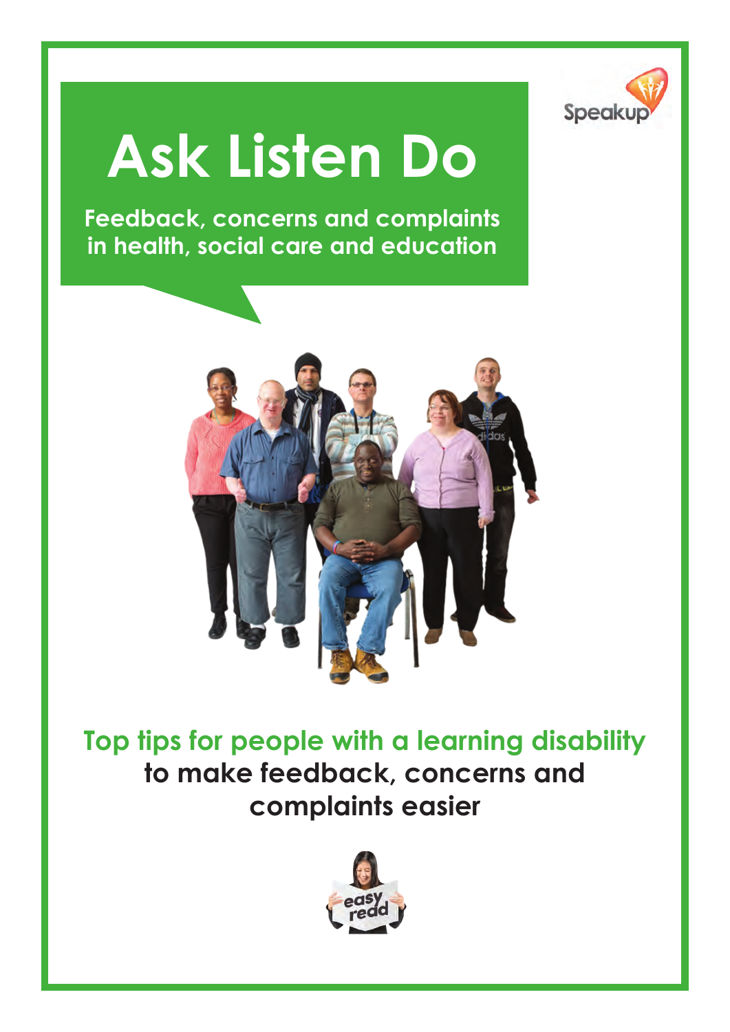Speakup

# Ask Listen Do

**Feedback, concerns and complaints in health, social care and education**

**Top tips for people with a learning disability to make feedback, concerns and complaints easier**

easy read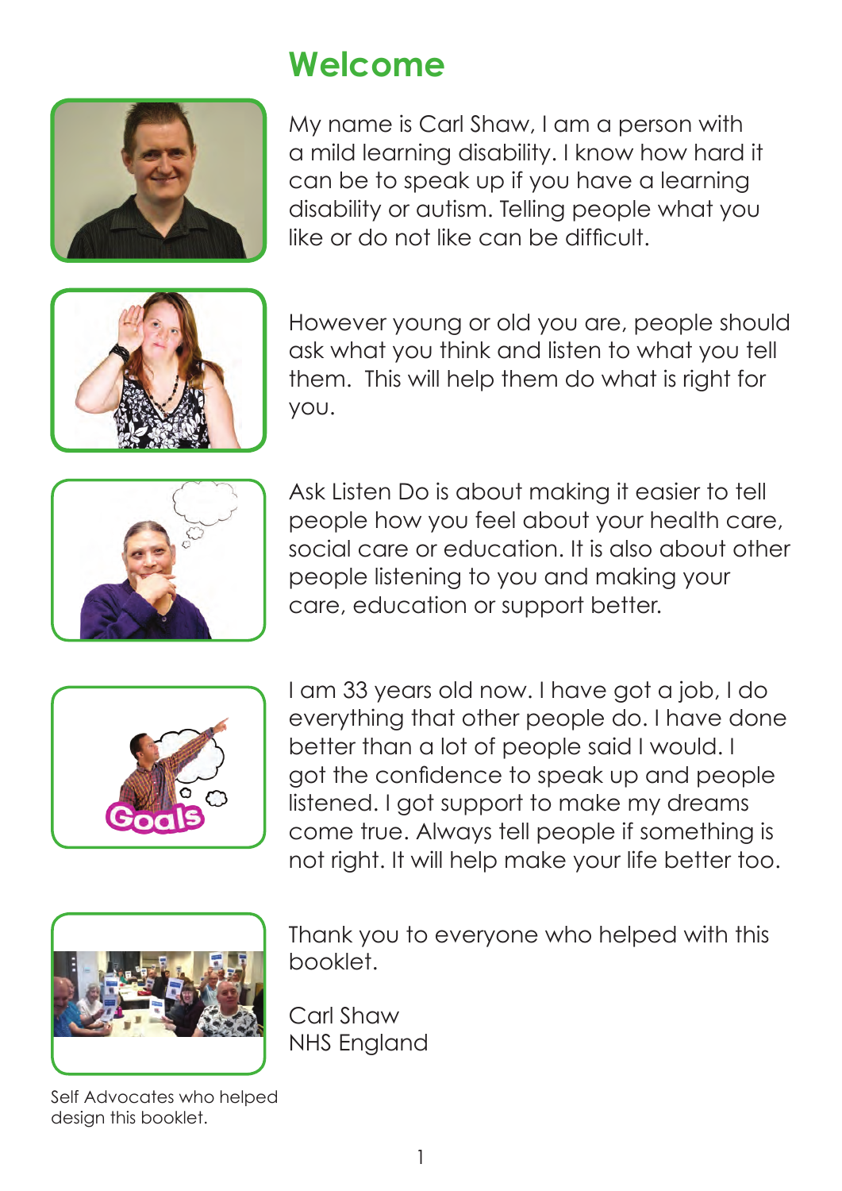# Welcome

My name is Carl Shaw, I am a person with a mild learning disability. I know how hard it can be to speak up if you have a learning disability or autism. Telling people what you like or do not like can be difficult.

However young or old you are, people should ask what you think and listen to what you tell them. This will help them do what is right for you.

Ask Listen Do is about making it easier to tell people how you feel about your health care, social care or education. It is also about other people listening to you and making your care, education or support better.

I am 33 years old now. I have got a job, I do everything that other people do. I have done better than a lot of people said I would. I got the confidence to speak up and people listened. I got support to make my dreams come true. Always tell people if something is not right. It will help make your life better too.

Thank you to everyone who helped with this booklet.

Carl Shaw
NHS England

Self Advocates who helped design this booklet.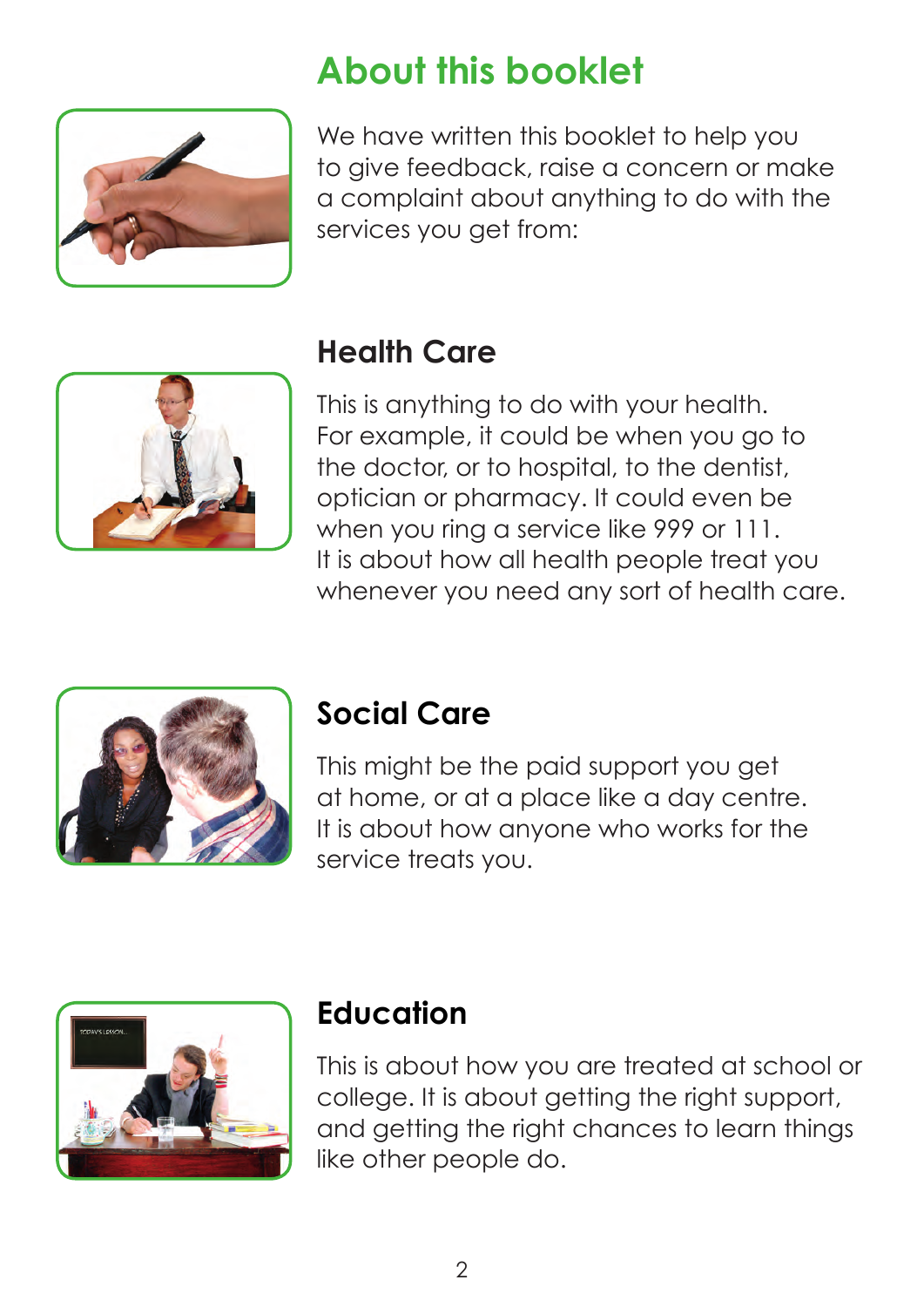# About this booklet

We have written this booklet to help you to give feedback, raise a concern or make a complaint about anything to do with the services you get from:

## Health Care

This is anything to do with your health. For example, it could be when you go to the doctor, or to hospital, to the dentist, optician or pharmacy. It could even be when you ring a service like 999 or 111. It is about how all health people treat you whenever you need any sort of health care.

## Social Care

This might be the paid support you get at home, or at a place like a day centre. It is about how anyone who works for the service treats you.

## Education

This is about how you are treated at school or college. It is about getting the right support, and getting the right chances to learn things like other people do.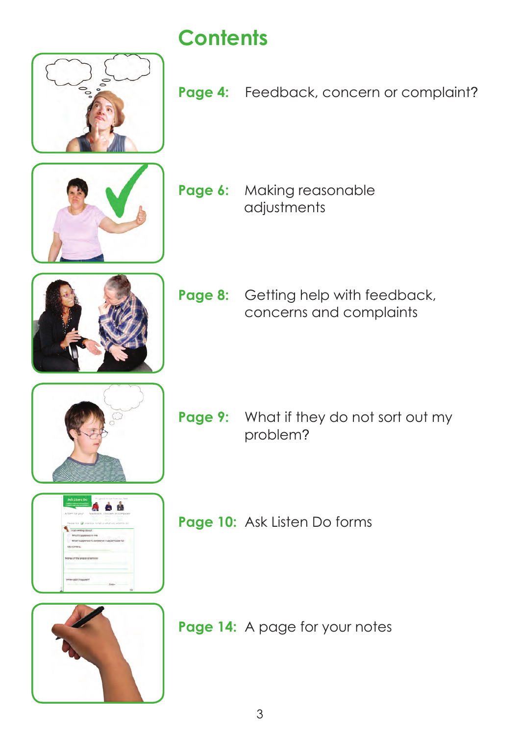# Contents

**Page 4:** Feedback, concern or complaint?

**Page 6:** Making reasonable adjustments

**Page 8:** Getting help with feedback, concerns and complaints

**Page 9:** What if they do not sort out my problem?

**Page 10:** Ask Listen Do forms

**Page 14:** A page for your notes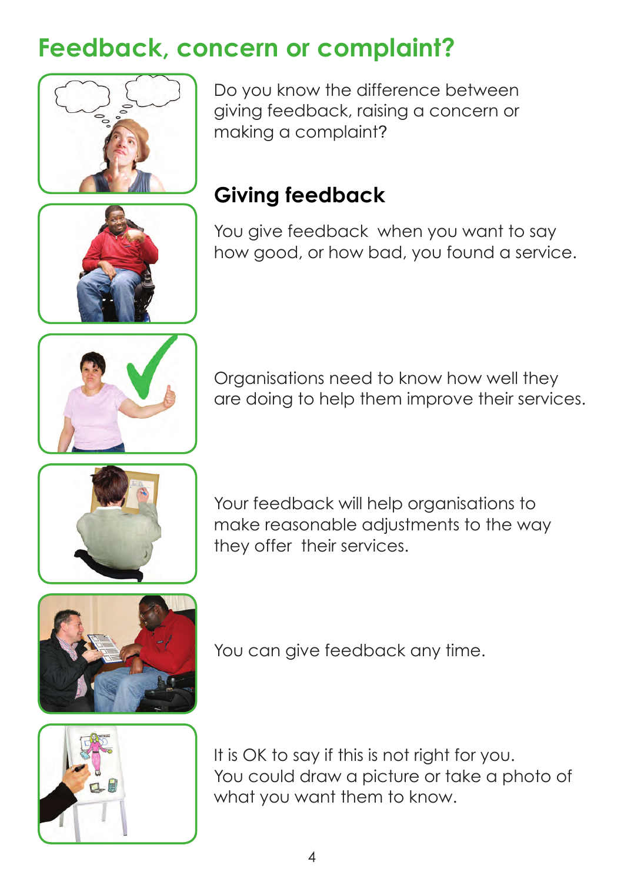# Feedback, concern or complaint?

Do you know the difference between giving feedback, raising a concern or making a complaint?

## Giving feedback

You give feedback when you want to say how good, or how bad, you found a service.

Organisations need to know how well they are doing to help them improve their services.

Your feedback will help organisations to make reasonable adjustments to the way they offer their services.

You can give feedback any time.

It is OK to say if this is not right for you. You could draw a picture or take a photo of what you want them to know.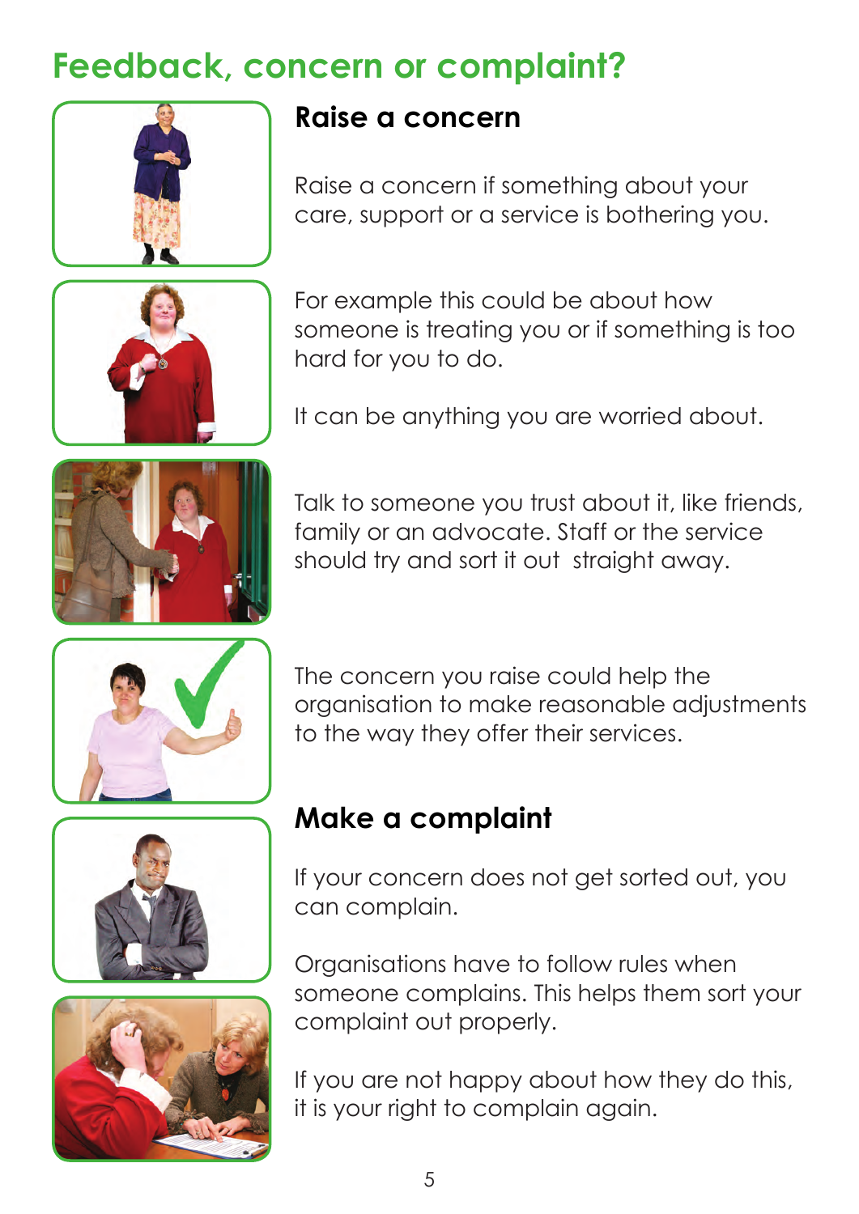# Feedback, concern or complaint?

## Raise a concern

Raise a concern if something about your care, support or a service is bothering you.

For example this could be about how someone is treating you or if something is too hard for you to do.

It can be anything you are worried about.

Talk to someone you trust about it, like friends, family or an advocate. Staff or the service should try and sort it out straight away.

The concern you raise could help the organisation to make reasonable adjustments to the way they offer their services.

## Make a complaint

If your concern does not get sorted out, you can complain.

Organisations have to follow rules when someone complains. This helps them sort your complaint out properly.

If you are not happy about how they do this, it is your right to complain again.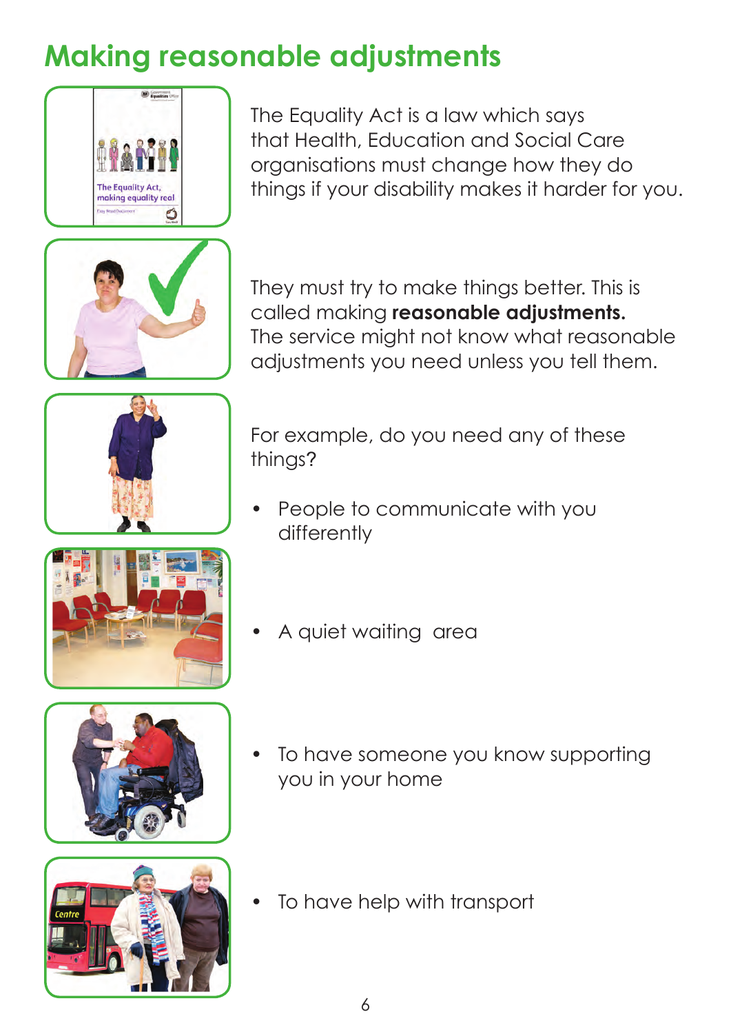# Making reasonable adjustments

The Equality Act is a law which says that Health, Education and Social Care organisations must change how they do things if your disability makes it harder for you.

They must try to make things better. This is called making **reasonable adjustments.** The service might not know what reasonable adjustments you need unless you tell them.

For example, do you need any of these things?

- People to communicate with you differently
- A quiet waiting area
- To have someone you know supporting you in your home
- To have help with transport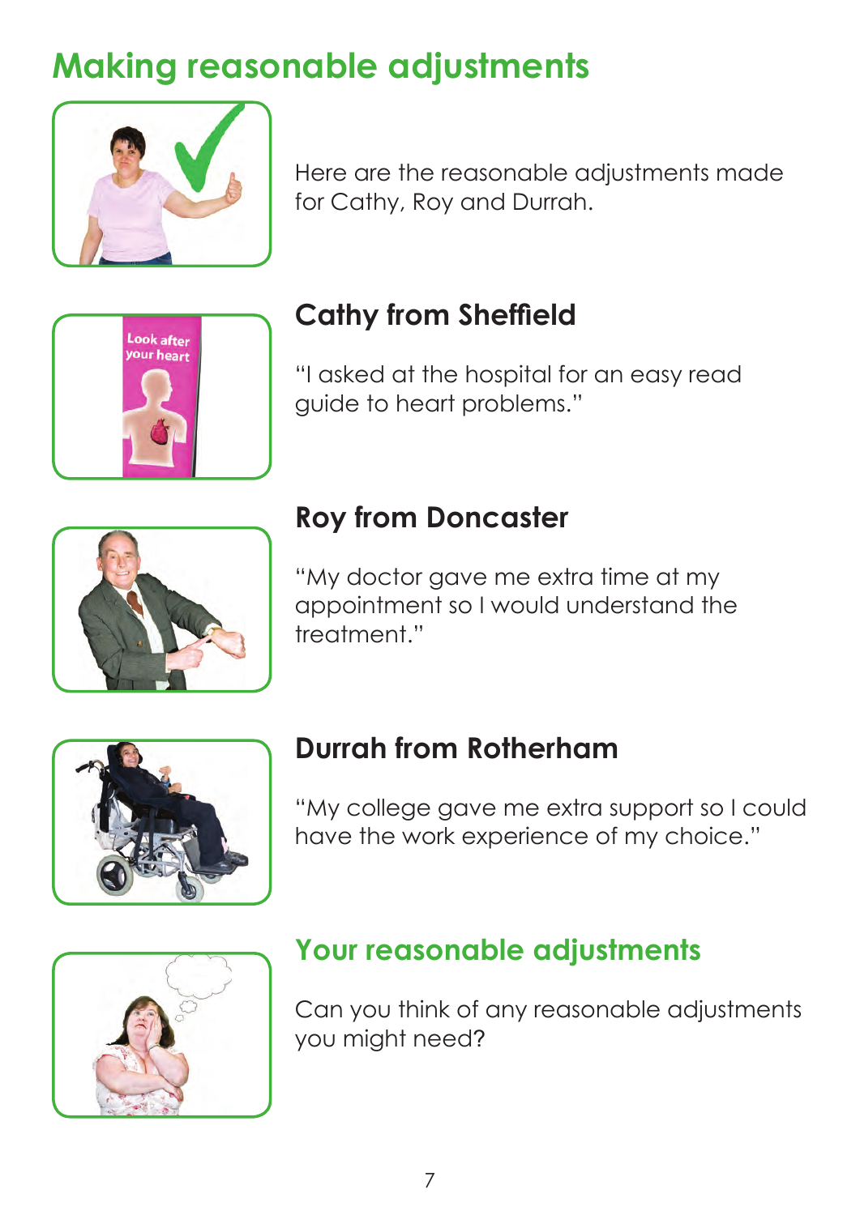# Making reasonable adjustments

Here are the reasonable adjustments made for Cathy, Roy and Durrah.

## Cathy from Sheffield

"I asked at the hospital for an easy read guide to heart problems."

## Roy from Doncaster

"My doctor gave me extra time at my appointment so I would understand the treatment."

## Durrah from Rotherham

"My college gave me extra support so I could have the work experience of my choice."

## Your reasonable adjustments

Can you think of any reasonable adjustments you might need?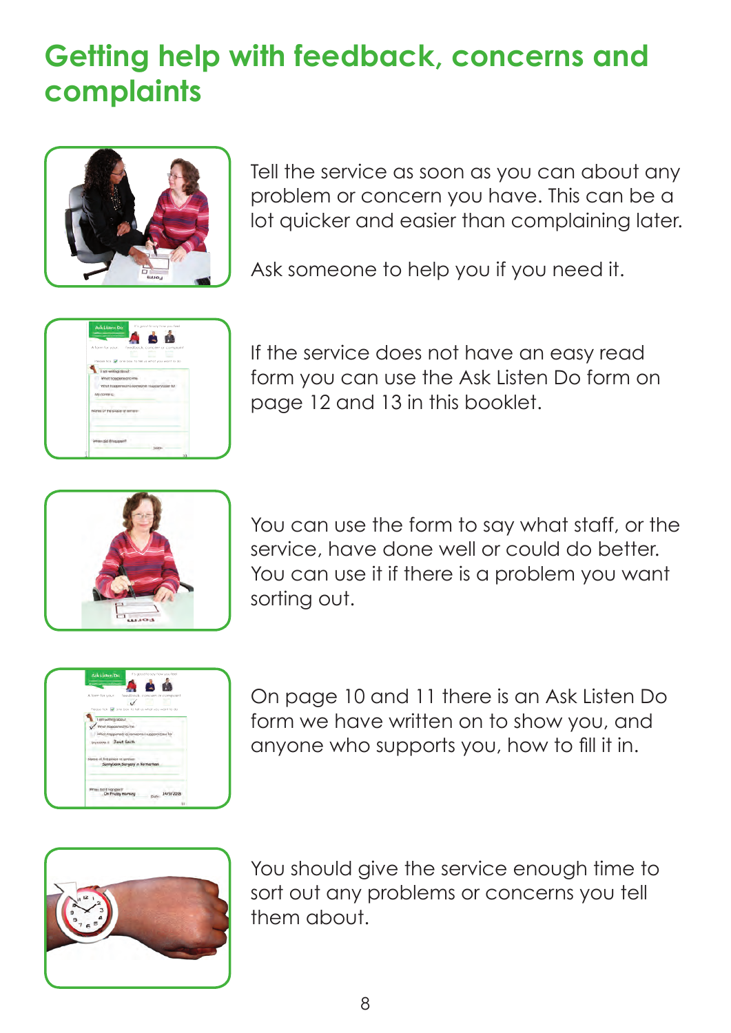# Getting help with feedback, concerns and complaints

Tell the service as soon as you can about any problem or concern you have. This can be a lot quicker and easier than complaining later.

Ask someone to help you if you need it.

If the service does not have an easy read form you can use the Ask Listen Do form on page 12 and 13 in this booklet.

You can use the form to say what staff, or the service, have done well or could do better. You can use it if there is a problem you want sorting out.

On page 10 and 11 there is an Ask Listen Do form we have written on to show you, and anyone who supports you, how to fill it in.

You should give the service enough time to sort out any problems or concerns you tell them about.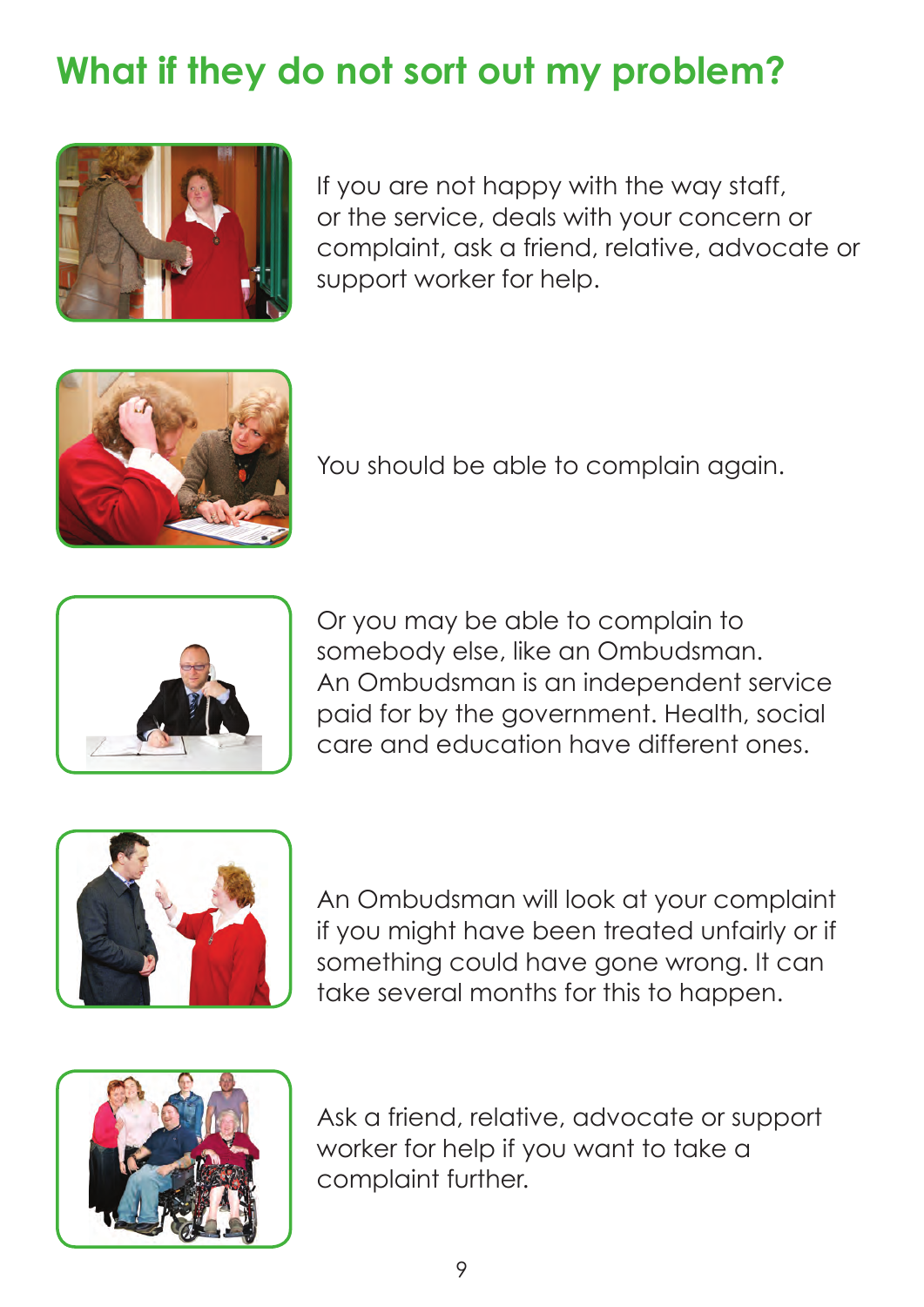# What if they do not sort out my problem?

If you are not happy with the way staff, or the service, deals with your concern or complaint, ask a friend, relative, advocate or support worker for help.

You should be able to complain again.

Or you may be able to complain to somebody else, like an Ombudsman. An Ombudsman is an independent service paid for by the government. Health, social care and education have different ones.

An Ombudsman will look at your complaint if you might have been treated unfairly or if something could have gone wrong. It can take several months for this to happen.

Ask a friend, relative, advocate or support worker for help if you want to take a complaint further.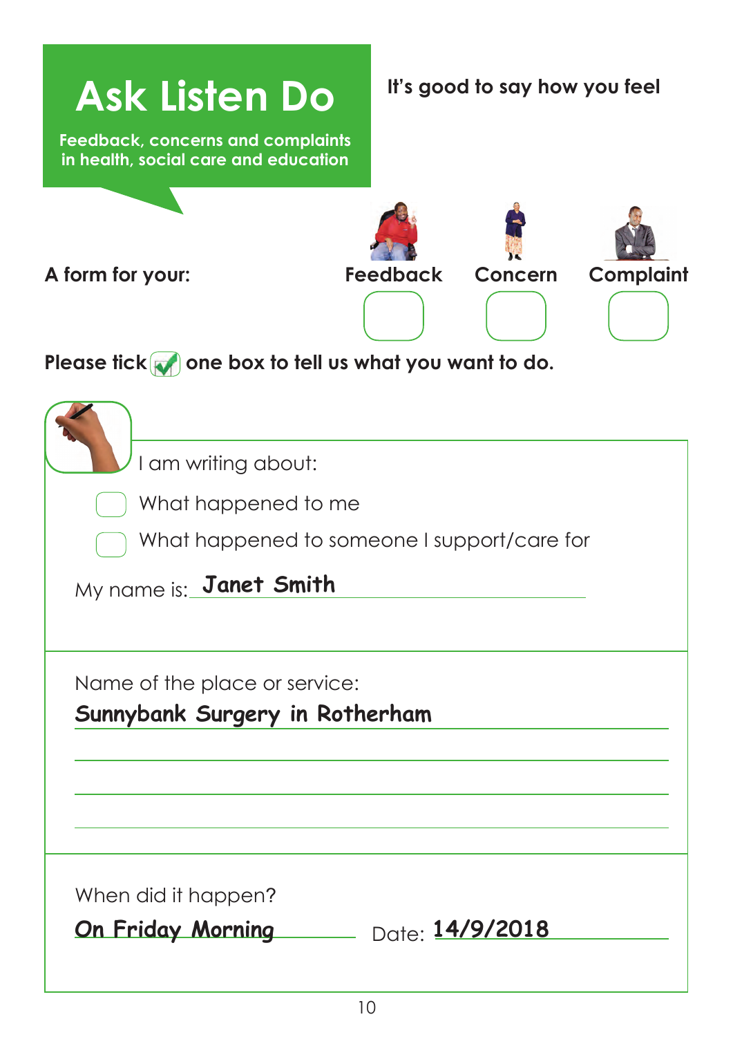# Ask Listen Do

**Feedback, concerns and complaints in health, social care and education**

**It's good to say how you feel**

**A form for your:** **Feedback** ☐ **Concern** ☐ **Complaint** ☐

**Please tick ☑ one box to tell us what you want to do.**

I am writing about:

- ☐ What happened to me
- ☐ What happened to someone I support/care for

My name is: Janet Smith

Name of the place or service:

Sunnybank Surgery in Rotherham

When did it happen?

On Friday Morning

Date: 14/9/2018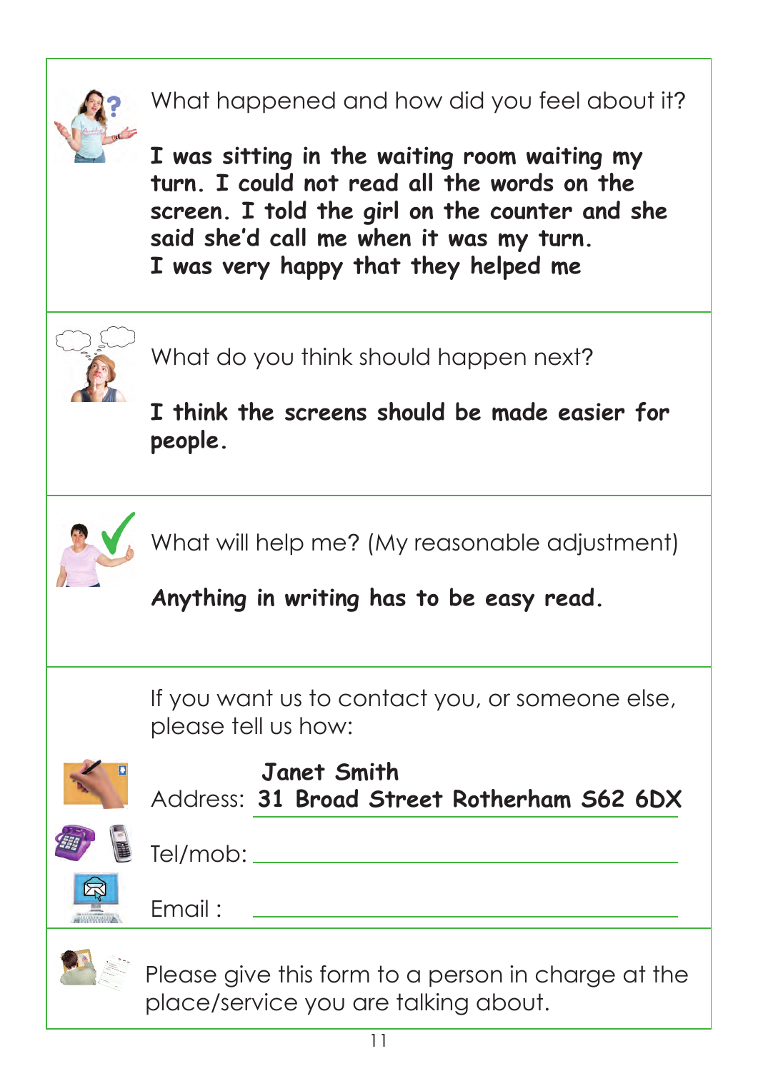What happened and how did you feel about it?

**I was sitting in the waiting room waiting my turn. I could not read all the words on the screen. I told the girl on the counter and she said she'd call me when it was my turn.**
**I was very happy that they helped me**

What do you think should happen next?

**I think the screens should be made easier for people.**

What will help me? (My reasonable adjustment)

***Anything in writing has to be easy read.***

If you want us to contact you, or someone else, please tell us how:

Address: **Janet Smith**
**31 Broad Street Rotherham S62 6DX**

Tel/mob: \_\_\_\_\_\_\_\_\_\_\_\_\_\_\_\_\_\_\_\_

Email : \_\_\_\_\_\_\_\_\_\_\_\_\_\_\_\_\_\_\_\_

Please give this form to a person in charge at the place/service you are talking about.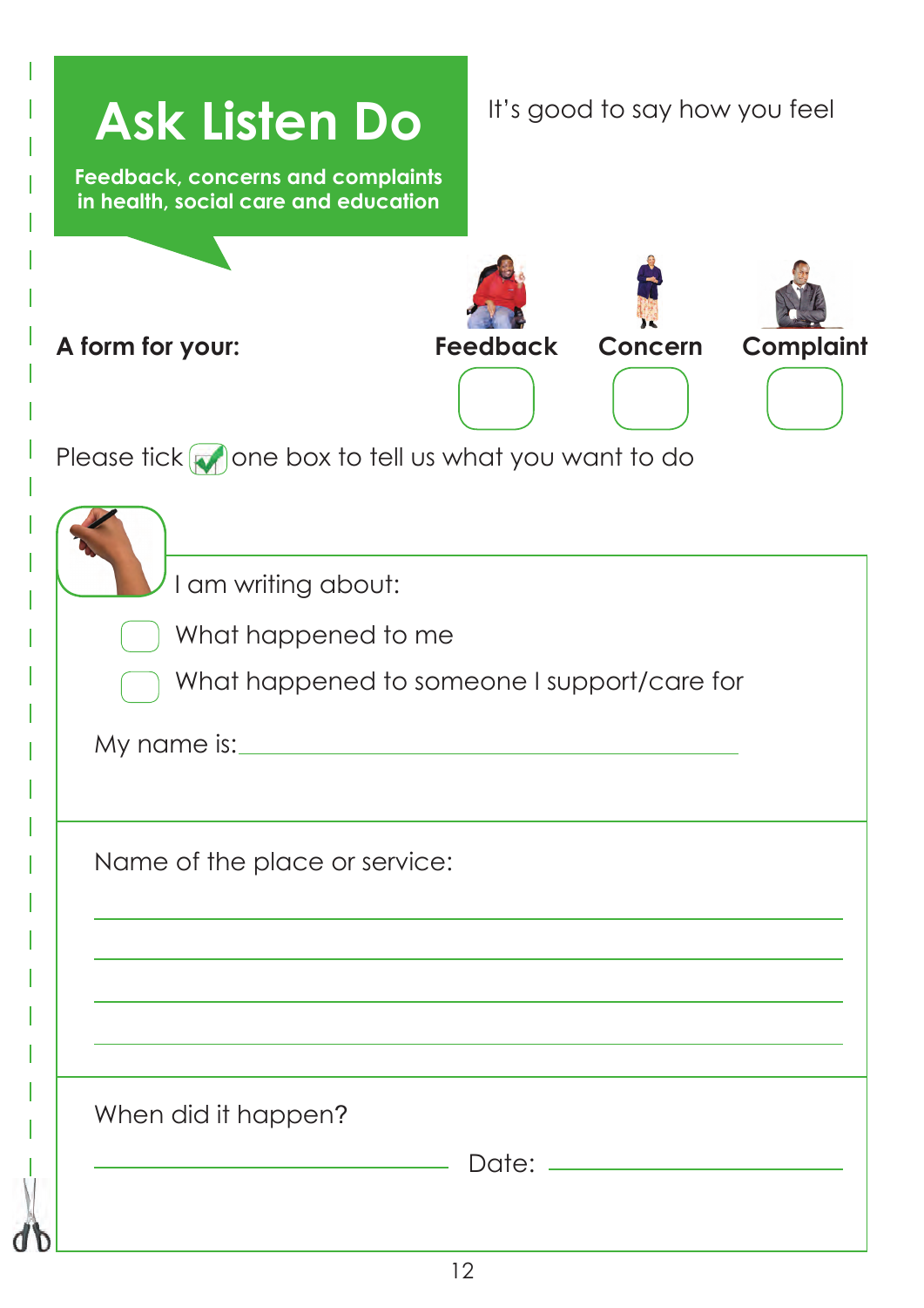# Ask Listen Do

**Feedback, concerns and complaints in health, social care and education**

It's good to say how you feel

**A form for your:**

| **Feedback** | **Concern** | **Complaint** |
| --- | --- | --- |
| ☐ | ☐ | ☐ |

Please tick ☑ one box to tell us what you want to do

I am writing about:

- ☐ What happened to me
- ☐ What happened to someone I support/care for

My name is: ______________________________

Name of the place or service:

______________________________

______________________________

______________________________

______________________________

When did it happen?

______________________________ Date: ______________________________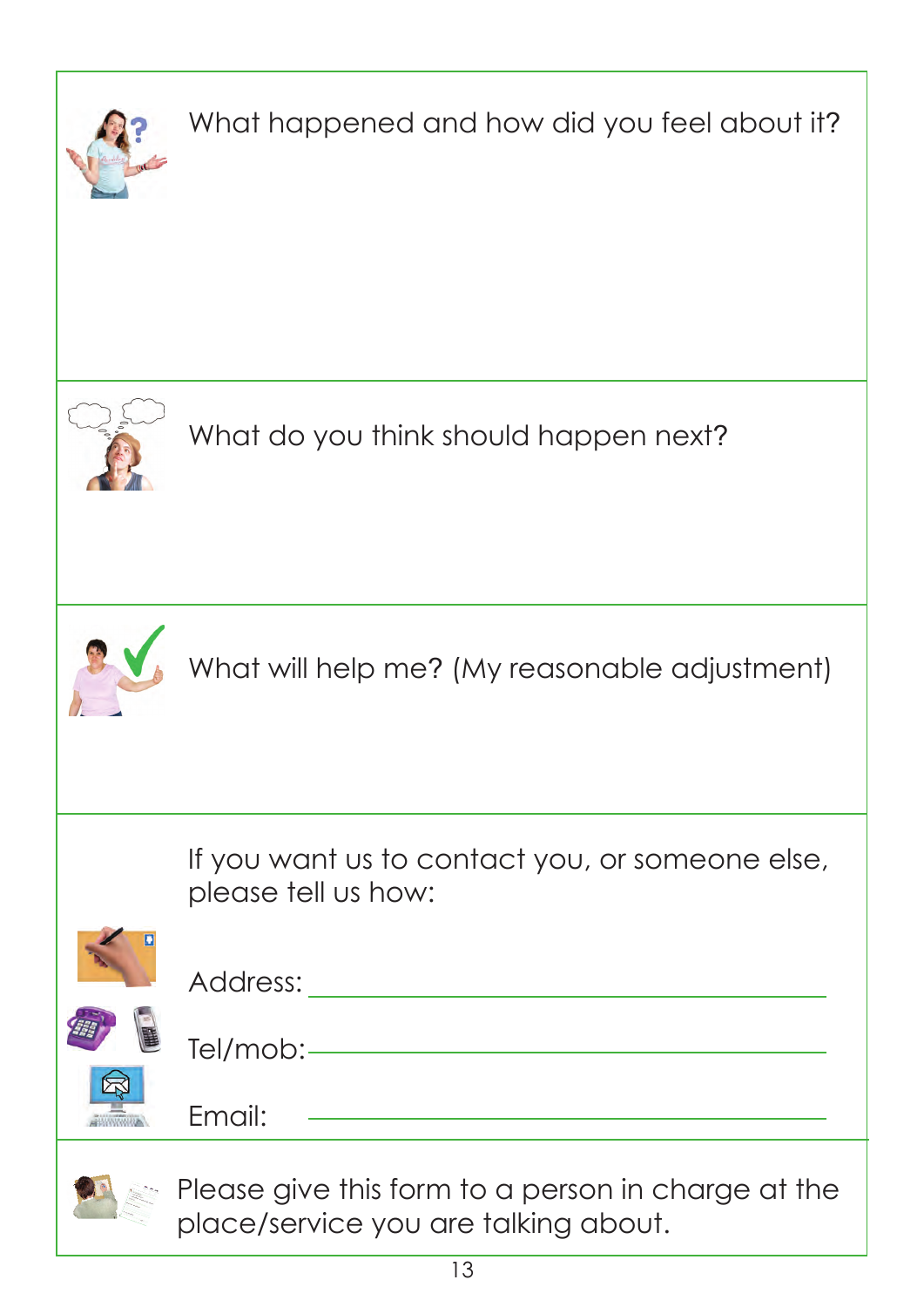What happened and how did you feel about it?

What do you think should happen next?

What will help me? (My reasonable adjustment)

If you want us to contact you, or someone else, please tell us how:

Address: ____________________________________________

Tel/mob: ____________________________________________

Email: ____________________________________________

Please give this form to a person in charge at the place/service you are talking about.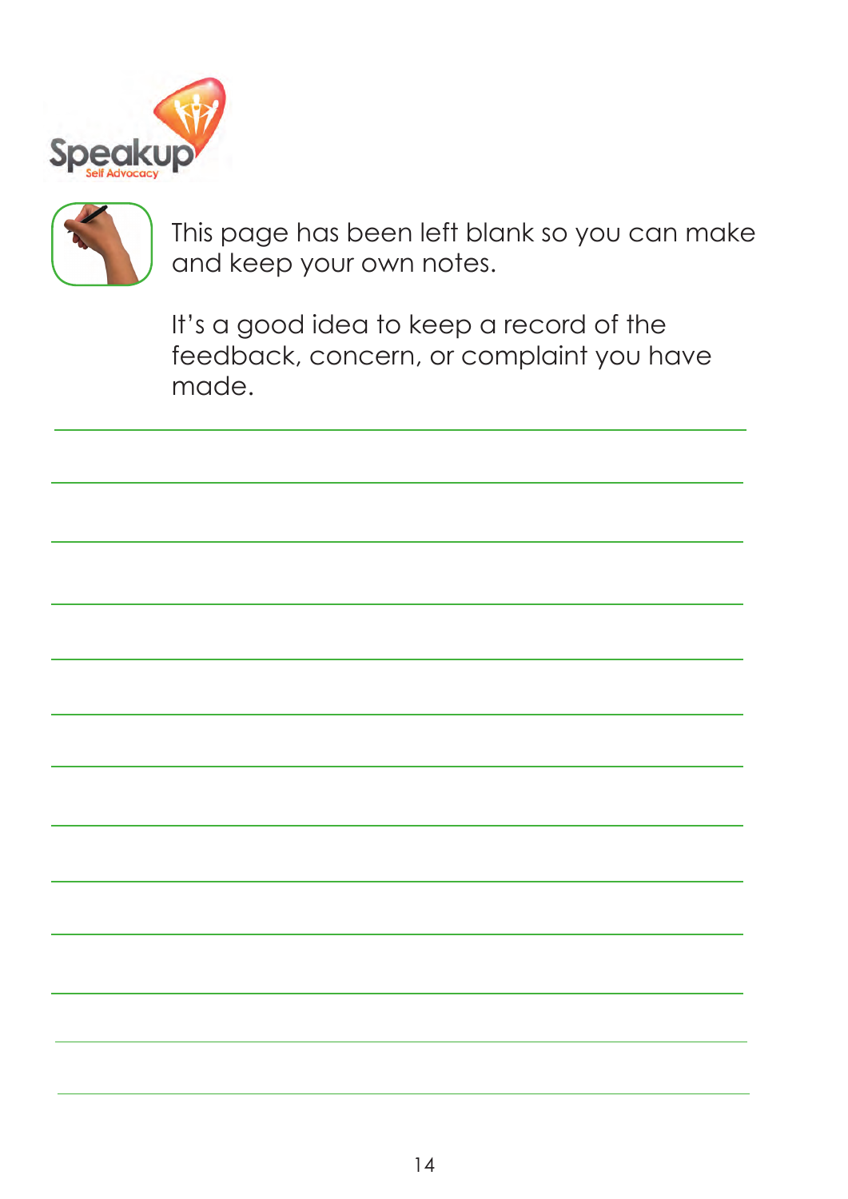This page has been left blank so you can make and keep your own notes.

It's a good idea to keep a record of the feedback, concern, or complaint you have made.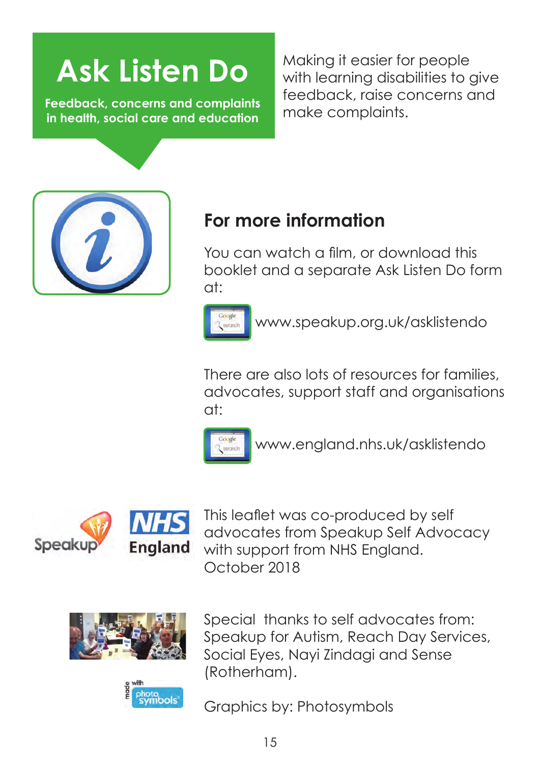# Ask Listen Do

**Feedback, concerns and complaints in health, social care and education**

Making it easier for people with learning disabilities to give feedback, raise concerns and make complaints.

## For more information

You can watch a film, or download this booklet and a separate Ask Listen Do form at:

www.speakup.org.uk/asklistendo

There are also lots of resources for families, advocates, support staff and organisations at:

www.england.nhs.uk/asklistendo

This leaflet was co-produced by self advocates from Speakup Self Advocacy with support from NHS England. October 2018

Special thanks to self advocates from: Speakup for Autism, Reach Day Services, Social Eyes, Nayi Zindagi and Sense (Rotherham).

Graphics by: Photosymbols